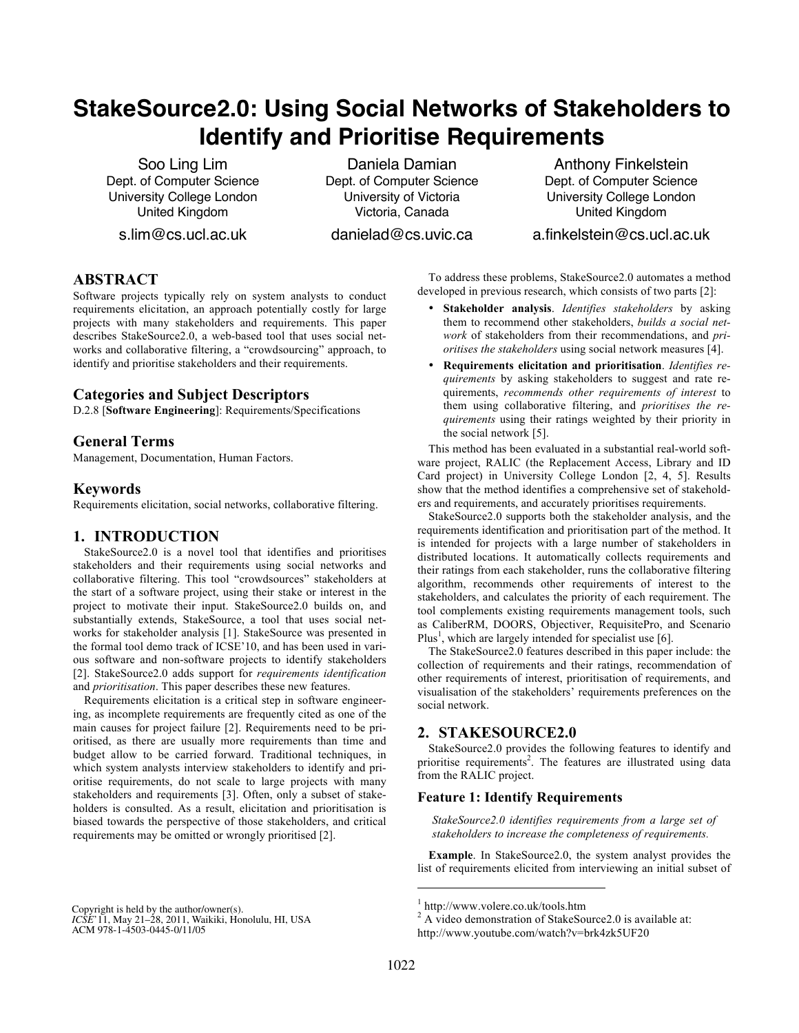# StakeSource2.0: Using Social Networks of Stakeholders to Identify and Prioritise Requirements

Soo Ling Lim
Dept. of Computer Science
University College London
United Kingdom
s.lim@cs.ucl.ac.uk

Daniela Damian
Dept. of Computer Science
University of Victoria
Victoria, Canada
danielad@cs.uvic.ca

Anthony Finkelstein
Dept. of Computer Science
University College London
United Kingdom
a.finkelstein@cs.ucl.ac.uk

## ABSTRACT

Software projects typically rely on system analysts to conduct requirements elicitation, an approach potentially costly for large projects with many stakeholders and requirements. This paper describes StakeSource2.0, a web-based tool that uses social networks and collaborative filtering, a "crowdsourcing" approach, to identify and prioritise stakeholders and their requirements.

### Categories and Subject Descriptors

D.2.8 [**Software Engineering**]: Requirements/Specifications

### General Terms

Management, Documentation, Human Factors.

### Keywords

Requirements elicitation, social networks, collaborative filtering.

## 1. INTRODUCTION

StakeSource2.0 is a novel tool that identifies and prioritises stakeholders and their requirements using social networks and collaborative filtering. This tool "crowdsources" stakeholders at the start of a software project, using their stake or interest in the project to motivate their input. StakeSource2.0 builds on, and substantially extends, StakeSource, a tool that uses social networks for stakeholder analysis [1]. StakeSource was presented in the formal tool demo track of ICSE'10, and has been used in various software and non-software projects to identify stakeholders [2]. StakeSource2.0 adds support for *requirements identification* and *prioritisation*. This paper describes these new features.

Requirements elicitation is a critical step in software engineering, as incomplete requirements are frequently cited as one of the main causes for project failure [2]. Requirements need to be prioritised, as there are usually more requirements than time and budget allow to be carried forward. Traditional techniques, in which system analysts interview stakeholders to identify and prioritise requirements, do not scale to large projects with many stakeholders and requirements [3]. Often, only a subset of stakeholders is consulted. As a result, elicitation and prioritisation is biased towards the perspective of those stakeholders, and critical requirements may be omitted or wrongly prioritised [2].

To address these problems, StakeSource2.0 automates a method developed in previous research, which consists of two parts [2]:

- **Stakeholder analysis**. *Identifies stakeholders* by asking them to recommend other stakeholders, *builds a social network* of stakeholders from their recommendations, and *prioritises the stakeholders* using social network measures [4].
- **Requirements elicitation and prioritisation**. *Identifies requirements* by asking stakeholders to suggest and rate requirements, *recommends other requirements of interest* to them using collaborative filtering, and *prioritises the requirements* using their ratings weighted by their priority in the social network [5].

This method has been evaluated in a substantial real-world software project, RALIC (the Replacement Access, Library and ID Card project) in University College London [2, 4, 5]. Results show that the method identifies a comprehensive set of stakeholders and requirements, and accurately prioritises requirements.

StakeSource2.0 supports both the stakeholder analysis, and the requirements identification and prioritisation part of the method. It is intended for projects with a large number of stakeholders in distributed locations. It automatically collects requirements and their ratings from each stakeholder, runs the collaborative filtering algorithm, recommends other requirements of interest to the stakeholders, and calculates the priority of each requirement. The tool complements existing requirements management tools, such as CaliberRM, DOORS, Objectiver, RequisitePro, and Scenario Plus[1], which are largely intended for specialist use [6].

The StakeSource2.0 features described in this paper include: the collection of requirements and their ratings, recommendation of other requirements of interest, prioritisation of requirements, and visualisation of the stakeholders' requirements preferences on the social network.

## 2. STAKESOURCE2.0

StakeSource2.0 provides the following features to identify and prioritise requirements[2]. The features are illustrated using data from the RALIC project.

### Feature 1: Identify Requirements

*StakeSource2.0 identifies requirements from a large set of stakeholders to increase the completeness of requirements.*

**Example**. In StakeSource2.0, the system analyst provides the list of requirements elicited from interviewing an initial subset of

[1] http://www.volere.co.uk/tools.htm

[2] A video demonstration of StakeSource2.0 is available at: http://www.youtube.com/watch?v=brk4zk5UF20

Copyright is held by the author/owner(s).
*ICSE*'11, May 21–28, 2011, Waikiki, Honolulu, HI, USA
ACM 978-1-4503-0445-0/11/05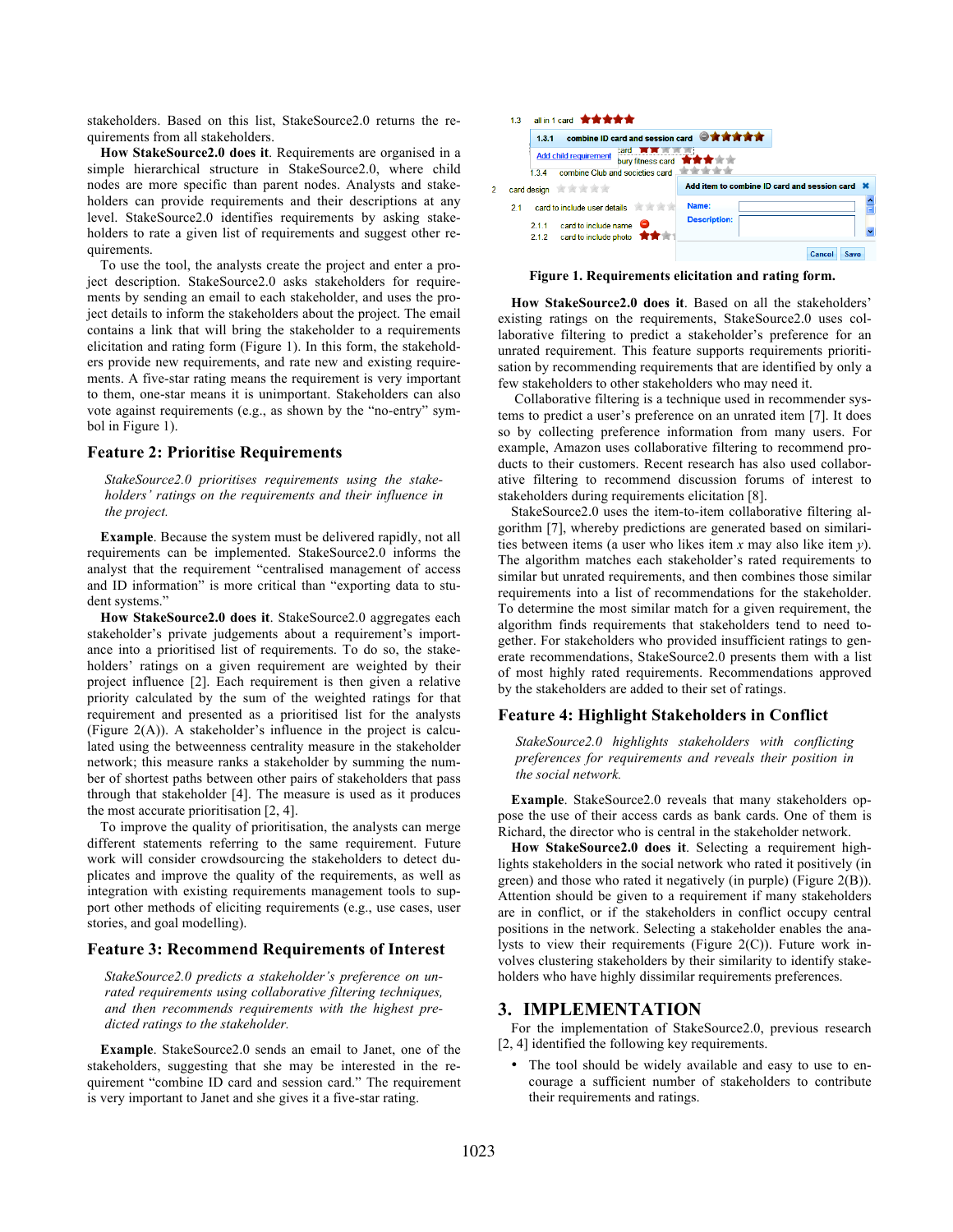stakeholders. Based on this list, StakeSource2.0 returns the requirements from all stakeholders.

**How StakeSource2.0 does it**. Requirements are organised in a simple hierarchical structure in StakeSource2.0, where child nodes are more specific than parent nodes. Analysts and stakeholders can provide requirements and their descriptions at any level. StakeSource2.0 identifies requirements by asking stakeholders to rate a given list of requirements and suggest other requirements.

To use the tool, the analysts create the project and enter a project description. StakeSource2.0 asks stakeholders for requirements by sending an email to each stakeholder, and uses the project details to inform the stakeholders about the project. The email contains a link that will bring the stakeholder to a requirements elicitation and rating form (Figure 1). In this form, the stakeholders provide new requirements, and rate new and existing requirements. A five-star rating means the requirement is very important to them, one-star means it is unimportant. Stakeholders can also vote against requirements (e.g., as shown by the "no-entry" symbol in Figure 1).

## Feature 2: Prioritise Requirements

*StakeSource2.0 prioritises requirements using the stakeholders' ratings on the requirements and their influence in the project.*

**Example**. Because the system must be delivered rapidly, not all requirements can be implemented. StakeSource2.0 informs the analyst that the requirement "centralised management of access and ID information" is more critical than "exporting data to student systems."

**How StakeSource2.0 does it**. StakeSource2.0 aggregates each stakeholder's private judgements about a requirement's importance into a prioritised list of requirements. To do so, the stakeholders' ratings on a given requirement are weighted by their project influence [2]. Each requirement is then given a relative priority calculated by the sum of the weighted ratings for that requirement and presented as a prioritised list for the analysts (Figure 2(A)). A stakeholder's influence in the project is calculated using the betweenness centrality measure in the stakeholder network; this measure ranks a stakeholder by summing the number of shortest paths between other pairs of stakeholders that pass through that stakeholder [4]. The measure is used as it produces the most accurate prioritisation [2, 4].

To improve the quality of prioritisation, the analysts can merge different statements referring to the same requirement. Future work will consider crowdsourcing the stakeholders to detect duplicates and improve the quality of the requirements, as well as integration with existing requirements management tools to support other methods of eliciting requirements (e.g., use cases, user stories, and goal modelling).

## Feature 3: Recommend Requirements of Interest

*StakeSource2.0 predicts a stakeholder's preference on unrated requirements using collaborative filtering techniques, and then recommends requirements with the highest predicted ratings to the stakeholder.*

**Example**. StakeSource2.0 sends an email to Janet, one of the stakeholders, suggesting that she may be interested in the requirement "combine ID card and session card." The requirement is very important to Janet and she gives it a five-star rating.

Figure 1. Requirements elicitation and rating form.

**How StakeSource2.0 does it**. Based on all the stakeholders' existing ratings on the requirements, StakeSource2.0 uses collaborative filtering to predict a stakeholder's preference for an unrated requirement. This feature supports requirements prioritisation by recommending requirements that are identified by only a few stakeholders to other stakeholders who may need it.

Collaborative filtering is a technique used in recommender systems to predict a user's preference on an unrated item [7]. It does so by collecting preference information from many users. For example, Amazon uses collaborative filtering to recommend products to their customers. Recent research has also used collaborative filtering to recommend discussion forums of interest to stakeholders during requirements elicitation [8].

StakeSource2.0 uses the item-to-item collaborative filtering algorithm [7], whereby predictions are generated based on similarities between items (a user who likes item $x$ may also like item $y$). The algorithm matches each stakeholder's rated requirements to similar but unrated requirements, and then combines those similar requirements into a list of recommendations for the stakeholder. To determine the most similar match for a given requirement, the algorithm finds requirements that stakeholders tend to need together. For stakeholders who provided insufficient ratings to generate recommendations, StakeSource2.0 presents them with a list of most highly rated requirements. Recommendations approved by the stakeholders are added to their set of ratings.

## Feature 4: Highlight Stakeholders in Conflict

*StakeSource2.0 highlights stakeholders with conflicting preferences for requirements and reveals their position in the social network.*

**Example**. StakeSource2.0 reveals that many stakeholders oppose the use of their access cards as bank cards. One of them is Richard, the director who is central in the stakeholder network.

**How StakeSource2.0 does it**. Selecting a requirement highlights stakeholders in the social network who rated it positively (in green) and those who rated it negatively (in purple) (Figure 2(B)). Attention should be given to a requirement if many stakeholders are in conflict, or if the stakeholders in conflict occupy central positions in the network. Selecting a stakeholder enables the analysts to view their requirements (Figure 2(C)). Future work involves clustering stakeholders by their similarity to identify stakeholders who have highly dissimilar requirements preferences.

# 3. IMPLEMENTATION

For the implementation of StakeSource2.0, previous research [2, 4] identified the following key requirements.

- The tool should be widely available and easy to use to encourage a sufficient number of stakeholders to contribute their requirements and ratings.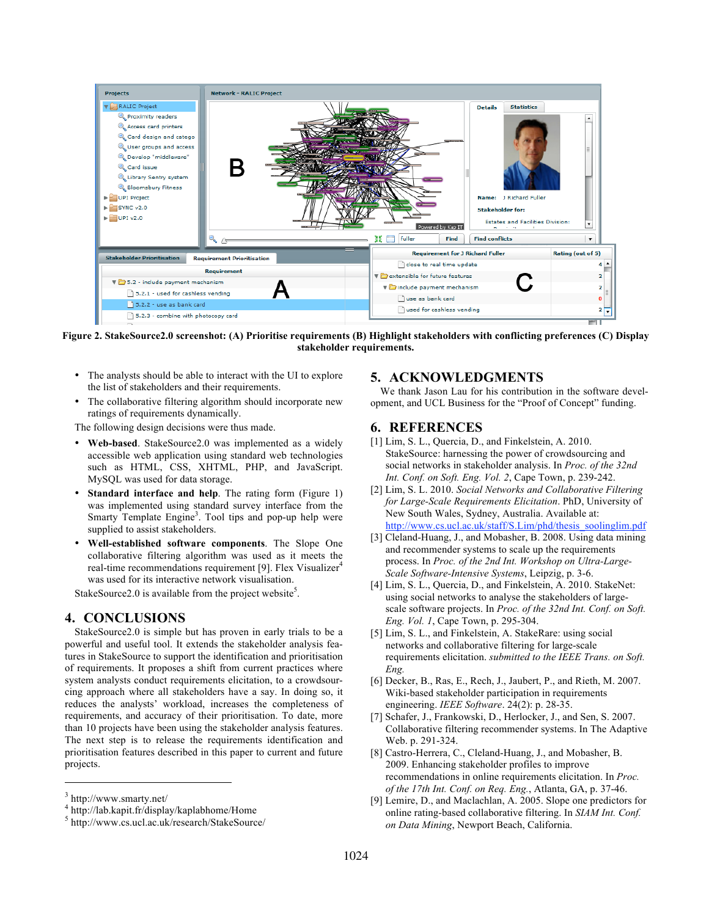Figure 2. StakeSource2.0 screenshot: (A) Prioritise requirements (B) Highlight stakeholders with conflicting preferences (C) Display stakeholder requirements.

- The analysts should be able to interact with the UI to explore the list of stakeholders and their requirements.
- The collaborative filtering algorithm should incorporate new ratings of requirements dynamically.

The following design decisions were thus made.

- **Web-based**. StakeSource2.0 was implemented as a widely accessible web application using standard web technologies such as HTML, CSS, XHTML, PHP, and JavaScript. MySQL was used for data storage.
- **Standard interface and help**. The rating form (Figure 1) was implemented using standard survey interface from the Smarty Template Engine[3]. Tool tips and pop-up help were supplied to assist stakeholders.
- **Well-established software components**. The Slope One collaborative filtering algorithm was used as it meets the real-time recommendations requirement [9]. Flex Visualizer[4] was used for its interactive network visualisation.

StakeSource2.0 is available from the project website[5].

## 4. CONCLUSIONS

StakeSource2.0 is simple but has proven in early trials to be a powerful and useful tool. It extends the stakeholder analysis features in StakeSource to support the identification and prioritisation of requirements. It proposes a shift from current practices where system analysts conduct requirements elicitation, to a crowdsourcing approach where all stakeholders have a say. In doing so, it reduces the analysts' workload, increases the completeness of requirements, and accuracy of their prioritisation. To date, more than 10 projects have been using the stakeholder analysis features. The next step is to release the requirements identification and prioritisation features described in this paper to current and future projects.

[3] http://www.smarty.net/

[4] http://lab.kapit.fr/display/kaplabhome/Home

[5] http://www.cs.ucl.ac.uk/research/StakeSource/

## 5. ACKNOWLEDGMENTS

We thank Jason Lau for his contribution in the software development, and UCL Business for the "Proof of Concept" funding.

## 6. REFERENCES

[1] Lim, S. L., Quercia, D., and Finkelstein, A. 2010. StakeSource: harnessing the power of crowdsourcing and social networks in stakeholder analysis. In *Proc. of the 32nd Int. Conf. on Soft. Eng. Vol. 2*, Cape Town, p. 239-242.

[2] Lim, S. L. 2010. *Social Networks and Collaborative Filtering for Large-Scale Requirements Elicitation*. PhD, University of New South Wales, Sydney, Australia. Available at: http://www.cs.ucl.ac.uk/staff/S.Lim/phd/thesis_soolinglim.pdf

[3] Cleland-Huang, J., and Mobasher, B. 2008. Using data mining and recommender systems to scale up the requirements process. In *Proc. of the 2nd Int. Workshop on Ultra-Large-Scale Software-Intensive Systems*, Leipzig, p. 3-6.

[4] Lim, S. L., Quercia, D., and Finkelstein, A. 2010. StakeNet: using social networks to analyse the stakeholders of large-scale software projects. In *Proc. of the 32nd Int. Conf. on Soft. Eng. Vol. 1*, Cape Town, p. 295-304.

[5] Lim, S. L., and Finkelstein, A. StakeRare: using social networks and collaborative filtering for large-scale requirements elicitation. *submitted to the IEEE Trans. on Soft. Eng.*

[6] Decker, B., Ras, E., Rech, J., Jaubert, P., and Rieth, M. 2007. Wiki-based stakeholder participation in requirements engineering. *IEEE Software*. 24(2): p. 28-35.

[7] Schafer, J., Frankowski, D., Herlocker, J., and Sen, S. 2007. Collaborative filtering recommender systems. In The Adaptive Web. p. 291-324.

[8] Castro-Herrera, C., Cleland-Huang, J., and Mobasher, B. 2009. Enhancing stakeholder profiles to improve recommendations in online requirements elicitation. In *Proc. of the 17th Int. Conf. on Req. Eng.*, Atlanta, GA, p. 37-46.

[9] Lemire, D., and Maclachlan, A. 2005. Slope one predictors for online rating-based collaborative filtering. In *SIAM Int. Conf. on Data Mining*, Newport Beach, California.